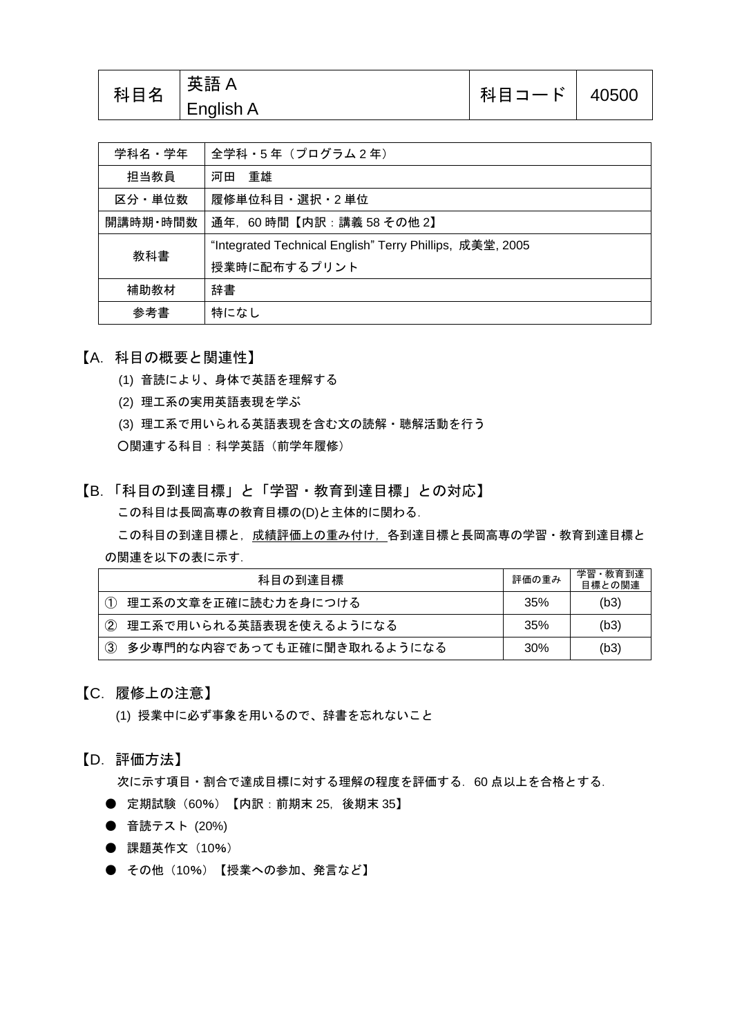| 科目名 | 英語 A<br>English A | 科目コード | 40500 |
|---|---|---|---|

| 学科名・学年 | 全学科・5 年（プログラム 2 年） |
|---|---|
| 担当教員 | 河田　重雄 |
| 区分・単位数 | 履修単位科目・選択・2 単位 |
| 開講時期・時間数 | 通年，60 時間【内訳：講義 58 その他 2】 |
| 教科書 | "Integrated Technical English" Terry Phillips, 成美堂, 2005<br>授業時に配布するプリント |
| 補助教材 | 辞書 |
| 参考書 | 特になし |

## 【A. 科目の概要と関連性】

(1) 音読により、身体で英語を理解する

(2) 理工系の実用英語表現を学ぶ

(3) 理工系で用いられる英語表現を含む文の読解・聴解活動を行う

〇関連する科目：科学英語（前学年履修）

## 【B.「科目の到達目標」と「学習・教育到達目標」との対応】

この科目は長岡高専の教育目標の(D)と主体的に関わる.

この科目の到達目標と，成績評価上の重み付け，各到達目標と長岡高専の学習・教育到達目標との関連を以下の表に示す.

| 科目の到達目標 | 評価の重み | 学習・教育到達目標との関連 |
|---|---|---|
| ① 理工系の文章を正確に読む力を身につける | 35% | (b3) |
| ② 理工系で用いられる英語表現を使えるようになる | 35% | (b3) |
| ③ 多少専門的な内容であっても正確に聞き取れるようになる | 30% | (b3) |

## 【C. 履修上の注意】

(1) 授業中に必ず事象を用いるので、辞書を忘れないこと

## 【D. 評価方法】

次に示す項目・割合で達成目標に対する理解の程度を評価する. 60 点以上を合格とする.

- 定期試験（60%）【内訳：前期末 25，後期末 35】
- 音読テスト (20%)
- 課題英作文（10%）
- その他（10%）【授業への参加、発言など】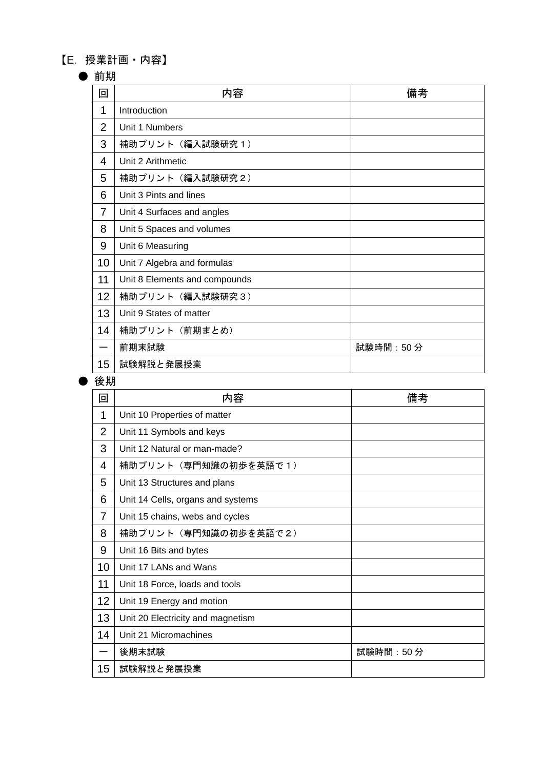【E．授業計画・内容】

● 前期

| 回 | 内容 | 備考 |
|---|---|---|
| 1 | Introduction | |
| 2 | Unit 1 Numbers | |
| 3 | 補助プリント（編入試験研究１） | |
| 4 | Unit 2 Arithmetic | |
| 5 | 補助プリント（編入試験研究２） | |
| 6 | Unit 3 Pints and lines | |
| 7 | Unit 4 Surfaces and angles | |
| 8 | Unit 5 Spaces and volumes | |
| 9 | Unit 6 Measuring | |
| 10 | Unit 7 Algebra and formulas | |
| 11 | Unit 8 Elements and compounds | |
| 12 | 補助プリント（編入試験研究３） | |
| 13 | Unit 9 States of matter | |
| 14 | 補助プリント（前期まとめ） | |
| ー | 前期末試験 | 試験時間：50 分 |
| 15 | 試験解説と発展授業 | |

● 後期

| 回 | 内容 | 備考 |
|---|---|---|
| 1 | Unit 10 Properties of matter | |
| 2 | Unit 11 Symbols and keys | |
| 3 | Unit 12 Natural or man-made? | |
| 4 | 補助プリント（専門知識の初歩を英語で１） | |
| 5 | Unit 13 Structures and plans | |
| 6 | Unit 14 Cells, organs and systems | |
| 7 | Unit 15 chains, webs and cycles | |
| 8 | 補助プリント（専門知識の初歩を英語で２） | |
| 9 | Unit 16 Bits and bytes | |
| 10 | Unit 17 LANs and Wans | |
| 11 | Unit 18 Force, loads and tools | |
| 12 | Unit 19 Energy and motion | |
| 13 | Unit 20 Electricity and magnetism | |
| 14 | Unit 21 Micromachines | |
| ー | 後期末試験 | 試験時間：50 分 |
| 15 | 試験解説と発展授業 | |